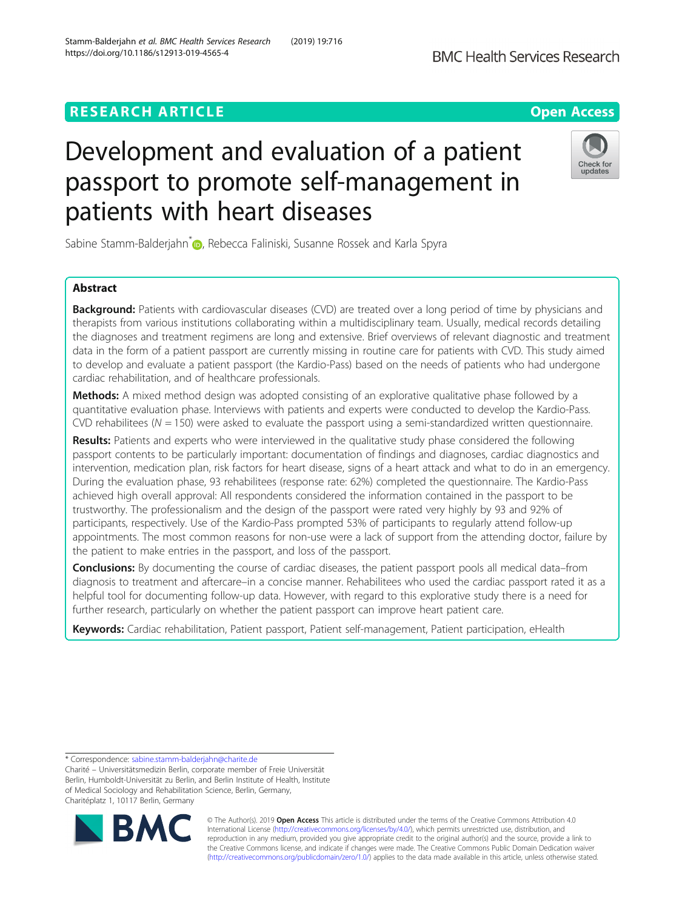RESEARCH ARTICLE

Open Access

# Development and evaluation of a patient passport to promote self-management in patients with heart diseases

Sabine Stamm-Balderjahn*, Rebecca Faliniski, Susanne Rossek and Karla Spyra

## Abstract

**Background:** Patients with cardiovascular diseases (CVD) are treated over a long period of time by physicians and therapists from various institutions collaborating within a multidisciplinary team. Usually, medical records detailing the diagnoses and treatment regimens are long and extensive. Brief overviews of relevant diagnostic and treatment data in the form of a patient passport are currently missing in routine care for patients with CVD. This study aimed to develop and evaluate a patient passport (the Kardio-Pass) based on the needs of patients who had undergone cardiac rehabilitation, and of healthcare professionals.

**Methods:** A mixed method design was adopted consisting of an explorative qualitative phase followed by a quantitative evaluation phase. Interviews with patients and experts were conducted to develop the Kardio-Pass. CVD rehabilitees ($N = 150$) were asked to evaluate the passport using a semi-standardized written questionnaire.

**Results:** Patients and experts who were interviewed in the qualitative study phase considered the following passport contents to be particularly important: documentation of findings and diagnoses, cardiac diagnostics and intervention, medication plan, risk factors for heart disease, signs of a heart attack and what to do in an emergency. During the evaluation phase, 93 rehabilitees (response rate: 62%) completed the questionnaire. The Kardio-Pass achieved high overall approval: All respondents considered the information contained in the passport to be trustworthy. The professionalism and the design of the passport were rated very highly by 93 and 92% of participants, respectively. Use of the Kardio-Pass prompted 53% of participants to regularly attend follow-up appointments. The most common reasons for non-use were a lack of support from the attending doctor, failure by the patient to make entries in the passport, and loss of the passport.

**Conclusions:** By documenting the course of cardiac diseases, the patient passport pools all medical data–from diagnosis to treatment and aftercare–in a concise manner. Rehabilitees who used the cardiac passport rated it as a helpful tool for documenting follow-up data. However, with regard to this explorative study there is a need for further research, particularly on whether the patient passport can improve heart patient care.

**Keywords:** Cardiac rehabilitation, Patient passport, Patient self-management, Patient participation, eHealth

---

* Correspondence: sabine.stamm-balderjahn@charite.de
Charité – Universitätsmedizin Berlin, corporate member of Freie Universität Berlin, Humboldt-Universität zu Berlin, and Berlin Institute of Health, Institute of Medical Sociology and Rehabilitation Science, Berlin, Germany, Charitéplatz 1, 10117 Berlin, Germany

© The Author(s). 2019 **Open Access** This article is distributed under the terms of the Creative Commons Attribution 4.0 International License (http://creativecommons.org/licenses/by/4.0/), which permits unrestricted use, distribution, and reproduction in any medium, provided you give appropriate credit to the original author(s) and the source, provide a link to the Creative Commons license, and indicate if changes were made. The Creative Commons Public Domain Dedication waiver (http://creativecommons.org/publicdomain/zero/1.0/) applies to the data made available in this article, unless otherwise stated.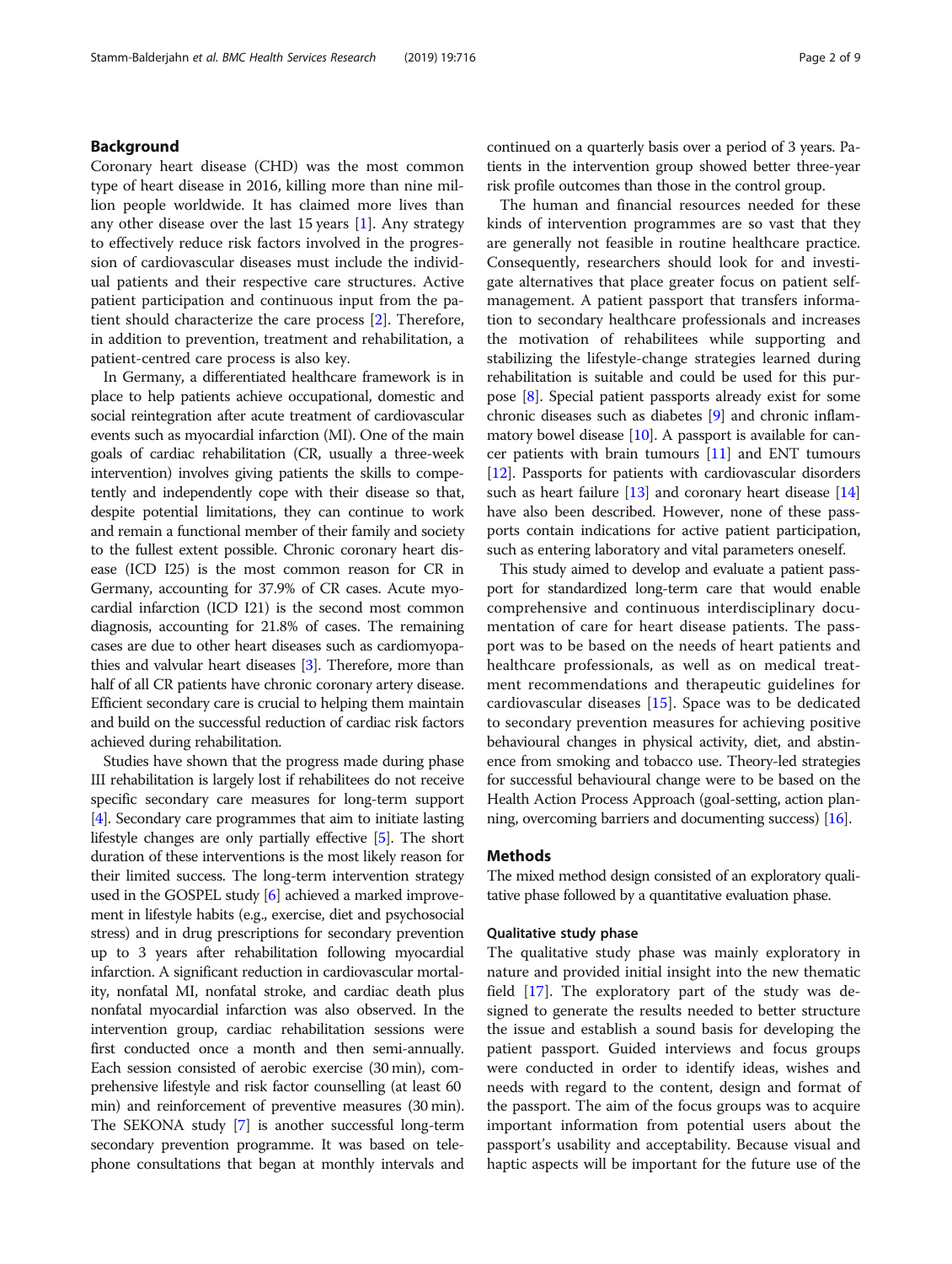## Background

Coronary heart disease (CHD) was the most common type of heart disease in 2016, killing more than nine million people worldwide. It has claimed more lives than any other disease over the last 15 years [1]. Any strategy to effectively reduce risk factors involved in the progression of cardiovascular diseases must include the individual patients and their respective care structures. Active patient participation and continuous input from the patient should characterize the care process [2]. Therefore, in addition to prevention, treatment and rehabilitation, a patient-centred care process is also key.

In Germany, a differentiated healthcare framework is in place to help patients achieve occupational, domestic and social reintegration after acute treatment of cardiovascular events such as myocardial infarction (MI). One of the main goals of cardiac rehabilitation (CR, usually a three-week intervention) involves giving patients the skills to competently and independently cope with their disease so that, despite potential limitations, they can continue to work and remain a functional member of their family and society to the fullest extent possible. Chronic coronary heart disease (ICD I25) is the most common reason for CR in Germany, accounting for 37.9% of CR cases. Acute myocardial infarction (ICD I21) is the second most common diagnosis, accounting for 21.8% of cases. The remaining cases are due to other heart diseases such as cardiomyopathies and valvular heart diseases [3]. Therefore, more than half of all CR patients have chronic coronary artery disease. Efficient secondary care is crucial to helping them maintain and build on the successful reduction of cardiac risk factors achieved during rehabilitation.

Studies have shown that the progress made during phase III rehabilitation is largely lost if rehabilitees do not receive specific secondary care measures for long-term support [4]. Secondary care programmes that aim to initiate lasting lifestyle changes are only partially effective [5]. The short duration of these interventions is the most likely reason for their limited success. The long-term intervention strategy used in the GOSPEL study [6] achieved a marked improvement in lifestyle habits (e.g., exercise, diet and psychosocial stress) and in drug prescriptions for secondary prevention up to 3 years after rehabilitation following myocardial infarction. A significant reduction in cardiovascular mortality, nonfatal MI, nonfatal stroke, and cardiac death plus nonfatal myocardial infarction was also observed. In the intervention group, cardiac rehabilitation sessions were first conducted once a month and then semi-annually. Each session consisted of aerobic exercise (30 min), comprehensive lifestyle and risk factor counselling (at least 60 min) and reinforcement of preventive measures (30 min). The SEKONA study [7] is another successful long-term secondary prevention programme. It was based on telephone consultations that began at monthly intervals and continued on a quarterly basis over a period of 3 years. Patients in the intervention group showed better three-year risk profile outcomes than those in the control group.

The human and financial resources needed for these kinds of intervention programmes are so vast that they are generally not feasible in routine healthcare practice. Consequently, researchers should look for and investigate alternatives that place greater focus on patient self-management. A patient passport that transfers information to secondary healthcare professionals and increases the motivation of rehabilitees while supporting and stabilizing the lifestyle-change strategies learned during rehabilitation is suitable and could be used for this purpose [8]. Special patient passports already exist for some chronic diseases such as diabetes [9] and chronic inflammatory bowel disease [10]. A passport is available for cancer patients with brain tumours [11] and ENT tumours [12]. Passports for patients with cardiovascular disorders such as heart failure [13] and coronary heart disease [14] have also been described. However, none of these passports contain indications for active patient participation, such as entering laboratory and vital parameters oneself.

This study aimed to develop and evaluate a patient passport for standardized long-term care that would enable comprehensive and continuous interdisciplinary documentation of care for heart disease patients. The passport was to be based on the needs of heart patients and healthcare professionals, as well as on medical treatment recommendations and therapeutic guidelines for cardiovascular diseases [15]. Space was to be dedicated to secondary prevention measures for achieving positive behavioural changes in physical activity, diet, and abstinence from smoking and tobacco use. Theory-led strategies for successful behavioural change were to be based on the Health Action Process Approach (goal-setting, action planning, overcoming barriers and documenting success) [16].

## Methods

The mixed method design consisted of an exploratory qualitative phase followed by a quantitative evaluation phase.

### Qualitative study phase

The qualitative study phase was mainly exploratory in nature and provided initial insight into the new thematic field [17]. The exploratory part of the study was designed to generate the results needed to better structure the issue and establish a sound basis for developing the patient passport. Guided interviews and focus groups were conducted in order to identify ideas, wishes and needs with regard to the content, design and format of the passport. The aim of the focus groups was to acquire important information from potential users about the passport's usability and acceptability. Because visual and haptic aspects will be important for the future use of the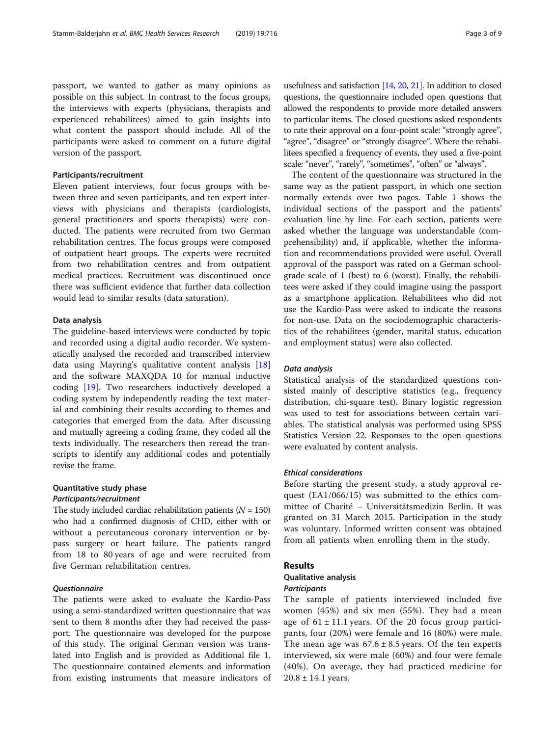passport, we wanted to gather as many opinions as possible on this subject. In contrast to the focus groups, the interviews with experts (physicians, therapists and experienced rehabilitees) aimed to gain insights into what content the passport should include. All of the participants were asked to comment on a future digital version of the passport.

#### Participants/recruitment

Eleven patient interviews, four focus groups with between three and seven participants, and ten expert interviews with physicians and therapists (cardiologists, general practitioners and sports therapists) were conducted. The patients were recruited from two German rehabilitation centres. The focus groups were composed of outpatient heart groups. The experts were recruited from two rehabilitation centres and from outpatient medical practices. Recruitment was discontinued once there was sufficient evidence that further data collection would lead to similar results (data saturation).

#### Data analysis

The guideline-based interviews were conducted by topic and recorded using a digital audio recorder. We systematically analysed the recorded and transcribed interview data using Mayring's qualitative content analysis [18] and the software MAXQDA 10 for manual inductive coding [19]. Two researchers inductively developed a coding system by independently reading the text material and combining their results according to themes and categories that emerged from the data. After discussing and mutually agreeing a coding frame, they coded all the texts individually. The researchers then reread the transcripts to identify any additional codes and potentially revise the frame.

### Quantitative study phase

#### *Participants/recruitment*

The study included cardiac rehabilitation patients ($N = 150$) who had a confirmed diagnosis of CHD, either with or without a percutaneous coronary intervention or bypass surgery or heart failure. The patients ranged from 18 to 80 years of age and were recruited from five German rehabilitation centres.

#### *Questionnaire*

The patients were asked to evaluate the Kardio-Pass using a semi-standardized written questionnaire that was sent to them 8 months after they had received the passport. The questionnaire was developed for the purpose of this study. The original German version was translated into English and is provided as Additional file 1. The questionnaire contained elements and information from existing instruments that measure indicators of usefulness and satisfaction [14, 20, 21]. In addition to closed questions, the questionnaire included open questions that allowed the respondents to provide more detailed answers to particular items. The closed questions asked respondents to rate their approval on a four-point scale: "strongly agree", "agree", "disagree" or "strongly disagree". Where the rehabilitees specified a frequency of events, they used a five-point scale: "never", "rarely", "sometimes", "often" or "always".

The content of the questionnaire was structured in the same way as the patient passport, in which one section normally extends over two pages. Table 1 shows the individual sections of the passport and the patients' evaluation line by line. For each section, patients were asked whether the language was understandable (comprehensibility) and, if applicable, whether the information and recommendations provided were useful. Overall approval of the passport was rated on a German school-grade scale of 1 (best) to 6 (worst). Finally, the rehabilitees were asked if they could imagine using the passport as a smartphone application. Rehabilitees who did not use the Kardio-Pass were asked to indicate the reasons for non-use. Data on the sociodemographic characteristics of the rehabilitees (gender, marital status, education and employment status) were also collected.

#### *Data analysis*

Statistical analysis of the standardized questions consisted mainly of descriptive statistics (e.g., frequency distribution, chi-square test). Binary logistic regression was used to test for associations between certain variables. The statistical analysis was performed using SPSS Statistics Version 22. Responses to the open questions were evaluated by content analysis.

#### *Ethical considerations*

Before starting the present study, a study approval request (EA1/066/15) was submitted to the ethics committee of Charité – Universitätsmedizin Berlin. It was granted on 31 March 2015. Participation in the study was voluntary. Informed written consent was obtained from all patients when enrolling them in the study.

## Results

### Qualitative analysis

#### *Participants*

The sample of patients interviewed included five women (45%) and six men (55%). They had a mean age of $61 \pm 11.1$ years. Of the 20 focus group participants, four (20%) were female and 16 (80%) were male. The mean age was $67.6 \pm 8.5$ years. Of the ten experts interviewed, six were male (60%) and four were female (40%). On average, they had practiced medicine for $20.8 \pm 14.1$ years.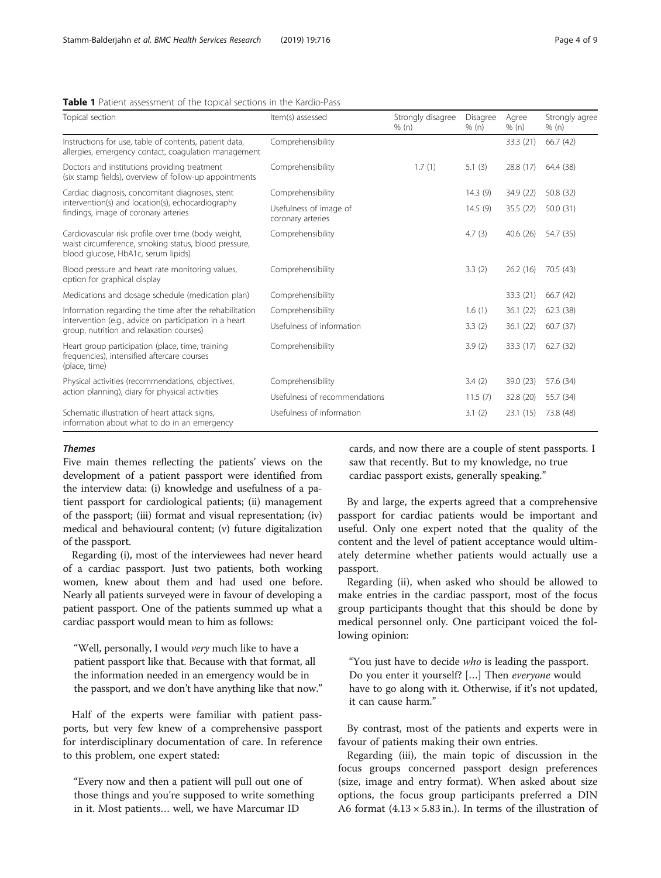**Table 1** Patient assessment of the topical sections in the Kardio-Pass

| Topical section | Item(s) assessed | Strongly disagree % (n) | Disagree % (n) | Agree % (n) | Strongly agree % (n) |
|---|---|---|---|---|---|
| Instructions for use, table of contents, patient data, allergies, emergency contact, coagulation management | Comprehensibility | | | 33.3 (21) | 66.7 (42) |
| Doctors and institutions providing treatment (six stamp fields), overview of follow-up appointments | Comprehensibility | 1.7 (1) | 5.1 (3) | 28.8 (17) | 64.4 (38) |
| Cardiac diagnosis, concomitant diagnoses, stent intervention(s) and location(s), echocardiography findings, image of coronary arteries | Comprehensibility | | 14.3 (9) | 34.9 (22) | 50.8 (32) |
| | Usefulness of image of coronary arteries | | 14.5 (9) | 35.5 (22) | 50.0 (31) |
| Cardiovascular risk profile over time (body weight, waist circumference, smoking status, blood pressure, blood glucose, HbA1c, serum lipids) | Comprehensibility | | 4.7 (3) | 40.6 (26) | 54.7 (35) |
| Blood pressure and heart rate monitoring values, option for graphical display | Comprehensibility | | 3.3 (2) | 26.2 (16) | 70.5 (43) |
| Medications and dosage schedule (medication plan) | Comprehensibility | | | 33.3 (21) | 66.7 (42) |
| Information regarding the time after the rehabilitation intervention (e.g., advice on participation in a heart group, nutrition and relaxation courses) | Comprehensibility | | 1.6 (1) | 36.1 (22) | 62.3 (38) |
| | Usefulness of information | | 3.3 (2) | 36.1 (22) | 60.7 (37) |
| Heart group participation (place, time, training frequencies), intensified aftercare courses (place, time) | Comprehensibility | | 3.9 (2) | 33.3 (17) | 62.7 (32) |
| Physical activities (recommendations, objectives, action planning), diary for physical activities | Comprehensibility | | 3.4 (2) | 39.0 (23) | 57.6 (34) |
| | Usefulness of recommendations | | 11.5 (7) | 32.8 (20) | 55.7 (34) |
| Schematic illustration of heart attack signs, information about what to do in an emergency | Usefulness of information | | 3.1 (2) | 23.1 (15) | 73.8 (48) |

### *Themes*

Five main themes reflecting the patients' views on the development of a patient passport were identified from the interview data: (i) knowledge and usefulness of a patient passport for cardiological patients; (ii) management of the passport; (iii) format and visual representation; (iv) medical and behavioural content; (v) future digitalization of the passport.

Regarding (i), most of the interviewees had never heard of a cardiac passport. Just two patients, both working women, knew about them and had used one before. Nearly all patients surveyed were in favour of developing a patient passport. One of the patients summed up what a cardiac passport would mean to him as follows:

> "Well, personally, I would *very* much like to have a patient passport like that. Because with that format, all the information needed in an emergency would be in the passport, and we don't have anything like that now."

Half of the experts were familiar with patient passports, but very few knew of a comprehensive passport for interdisciplinary documentation of care. In reference to this problem, one expert stated:

> "Every now and then a patient will pull out one of those things and you're supposed to write something in it. Most patients… well, we have Marcumar ID cards, and now there are a couple of stent passports. I saw that recently. But to my knowledge, no true cardiac passport exists, generally speaking."

By and large, the experts agreed that a comprehensive passport for cardiac patients would be important and useful. Only one expert noted that the quality of the content and the level of patient acceptance would ultimately determine whether patients would actually use a passport.

Regarding (ii), when asked who should be allowed to make entries in the cardiac passport, most of the focus group participants thought that this should be done by medical personnel only. One participant voiced the following opinion:

> "You just have to decide *who* is leading the passport. Do you enter it yourself? […] Then *everyone* would have to go along with it. Otherwise, if it's not updated, it can cause harm."

By contrast, most of the patients and experts were in favour of patients making their own entries.

Regarding (iii), the main topic of discussion in the focus groups concerned passport design preferences (size, image and entry format). When asked about size options, the focus group participants preferred a DIN A6 format (4.13 × 5.83 in.). In terms of the illustration of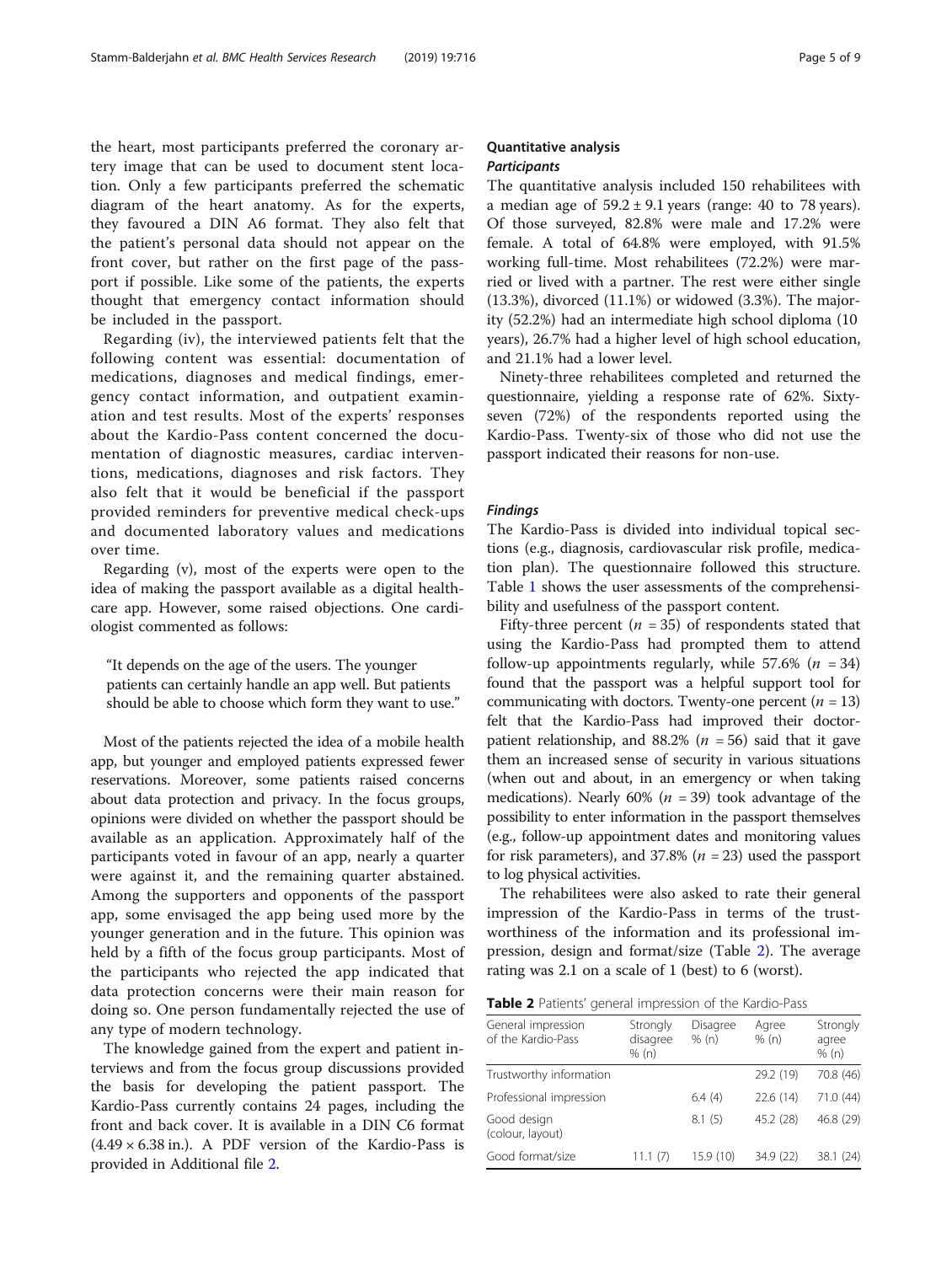the heart, most participants preferred the coronary artery image that can be used to document stent location. Only a few participants preferred the schematic diagram of the heart anatomy. As for the experts, they favoured a DIN A6 format. They also felt that the patient's personal data should not appear on the front cover, but rather on the first page of the passport if possible. Like some of the patients, the experts thought that emergency contact information should be included in the passport.

Regarding (iv), the interviewed patients felt that the following content was essential: documentation of medications, diagnoses and medical findings, emergency contact information, and outpatient examination and test results. Most of the experts' responses about the Kardio-Pass content concerned the documentation of diagnostic measures, cardiac interventions, medications, diagnoses and risk factors. They also felt that it would be beneficial if the passport provided reminders for preventive medical check-ups and documented laboratory values and medications over time.

Regarding (v), most of the experts were open to the idea of making the passport available as a digital healthcare app. However, some raised objections. One cardiologist commented as follows:

> "It depends on the age of the users. The younger patients can certainly handle an app well. But patients should be able to choose which form they want to use."

Most of the patients rejected the idea of a mobile health app, but younger and employed patients expressed fewer reservations. Moreover, some patients raised concerns about data protection and privacy. In the focus groups, opinions were divided on whether the passport should be available as an application. Approximately half of the participants voted in favour of an app, nearly a quarter were against it, and the remaining quarter abstained. Among the supporters and opponents of the passport app, some envisaged the app being used more by the younger generation and in the future. This opinion was held by a fifth of the focus group participants. Most of the participants who rejected the app indicated that data protection concerns were their main reason for doing so. One person fundamentally rejected the use of any type of modern technology.

The knowledge gained from the expert and patient interviews and from the focus group discussions provided the basis for developing the patient passport. The Kardio-Pass currently contains 24 pages, including the front and back cover. It is available in a DIN C6 format (4.49 × 6.38 in.). A PDF version of the Kardio-Pass is provided in Additional file 2.

## Quantitative analysis

### *Participants*

The quantitative analysis included 150 rehabilitees with a median age of 59.2 ± 9.1 years (range: 40 to 78 years). Of those surveyed, 82.8% were male and 17.2% were female. A total of 64.8% were employed, with 91.5% working full-time. Most rehabilitees (72.2%) were married or lived with a partner. The rest were either single (13.3%), divorced (11.1%) or widowed (3.3%). The majority (52.2%) had an intermediate high school diploma (10 years), 26.7% had a higher level of high school education, and 21.1% had a lower level.

Ninety-three rehabilitees completed and returned the questionnaire, yielding a response rate of 62%. Sixty-seven (72%) of the respondents reported using the Kardio-Pass. Twenty-six of those who did not use the passport indicated their reasons for non-use.

### *Findings*

The Kardio-Pass is divided into individual topical sections (e.g., diagnosis, cardiovascular risk profile, medication plan). The questionnaire followed this structure. Table 1 shows the user assessments of the comprehensibility and usefulness of the passport content.

Fifty-three percent ($n$ = 35) of respondents stated that using the Kardio-Pass had prompted them to attend follow-up appointments regularly, while 57.6% ($n$ = 34) found that the passport was a helpful support tool for communicating with doctors. Twenty-one percent ($n$ = 13) felt that the Kardio-Pass had improved their doctor-patient relationship, and 88.2% ($n$ = 56) said that it gave them an increased sense of security in various situations (when out and about, in an emergency or when taking medications). Nearly 60% ($n$ = 39) took advantage of the possibility to enter information in the passport themselves (e.g., follow-up appointment dates and monitoring values for risk parameters), and 37.8% ($n$ = 23) used the passport to log physical activities.

The rehabilitees were also asked to rate their general impression of the Kardio-Pass in terms of the trustworthiness of the information and its professional impression, design and format/size (Table 2). The average rating was 2.1 on a scale of 1 (best) to 6 (worst).

**Table 2** Patients' general impression of the Kardio-Pass

| General impression of the Kardio-Pass | Strongly disagree % (n) | Disagree % (n) | Agree % (n) | Strongly agree % (n) |
|---|---|---|---|---|
| Trustworthy information | | | 29.2 (19) | 70.8 (46) |
| Professional impression | | 6.4 (4) | 22.6 (14) | 71.0 (44) |
| Good design (colour, layout) | | 8.1 (5) | 45.2 (28) | 46.8 (29) |
| Good format/size | 11.1 (7) | 15.9 (10) | 34.9 (22) | 38.1 (24) |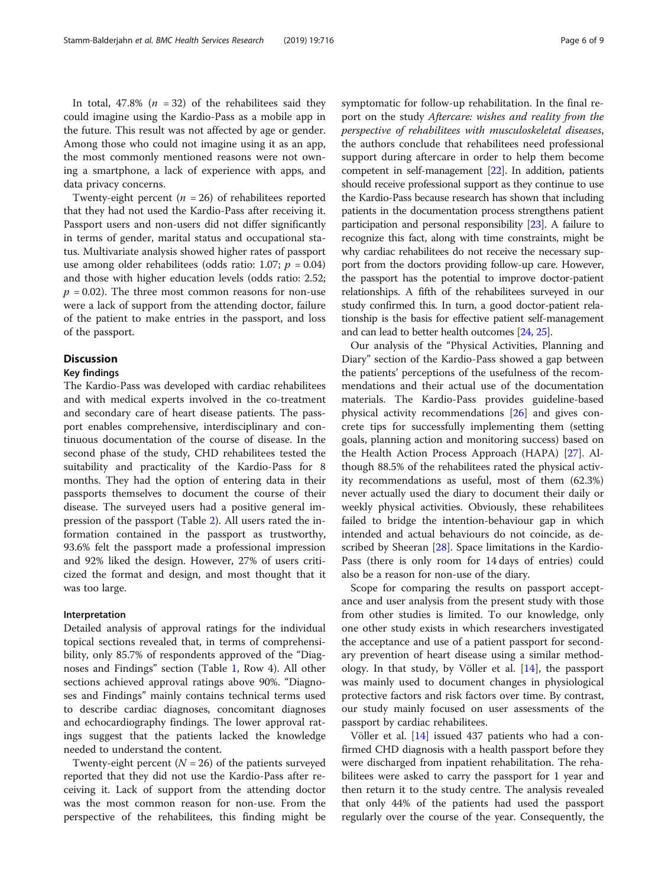In total, 47.8% ($n$ = 32) of the rehabilitees said they could imagine using the Kardio-Pass as a mobile app in the future. This result was not affected by age or gender. Among those who could not imagine using it as an app, the most commonly mentioned reasons were not owning a smartphone, a lack of experience with apps, and data privacy concerns.

Twenty-eight percent ($n$ = 26) of rehabilitees reported that they had not used the Kardio-Pass after receiving it. Passport users and non-users did not differ significantly in terms of gender, marital status and occupational status. Multivariate analysis showed higher rates of passport use among older rehabilitees (odds ratio: 1.07; $p$ = 0.04) and those with higher education levels (odds ratio: 2.52; $p$ = 0.02). The three most common reasons for non-use were a lack of support from the attending doctor, failure of the patient to make entries in the passport, and loss of the passport.

## Discussion

### Key findings

The Kardio-Pass was developed with cardiac rehabilitees and with medical experts involved in the co-treatment and secondary care of heart disease patients. The passport enables comprehensive, interdisciplinary and continuous documentation of the course of disease. In the second phase of the study, CHD rehabilitees tested the suitability and practicality of the Kardio-Pass for 8 months. They had the option of entering data in their passports themselves to document the course of their disease. The surveyed users had a positive general impression of the passport (Table 2). All users rated the information contained in the passport as trustworthy, 93.6% felt the passport made a professional impression and 92% liked the design. However, 27% of users criticized the format and design, and most thought that it was too large.

### Interpretation

Detailed analysis of approval ratings for the individual topical sections revealed that, in terms of comprehensibility, only 85.7% of respondents approved of the "Diagnoses and Findings" section (Table 1, Row 4). All other sections achieved approval ratings above 90%. "Diagnoses and Findings" mainly contains technical terms used to describe cardiac diagnoses, concomitant diagnoses and echocardiography findings. The lower approval ratings suggest that the patients lacked the knowledge needed to understand the content.

Twenty-eight percent ($N$ = 26) of the patients surveyed reported that they did not use the Kardio-Pass after receiving it. Lack of support from the attending doctor was the most common reason for non-use. From the perspective of the rehabilitees, this finding might be symptomatic for follow-up rehabilitation. In the final report on the study *Aftercare: wishes and reality from the perspective of rehabilitees with musculoskeletal diseases*, the authors conclude that rehabilitees need professional support during aftercare in order to help them become competent in self-management [22]. In addition, patients should receive professional support as they continue to use the Kardio-Pass because research has shown that including patients in the documentation process strengthens patient participation and personal responsibility [23]. A failure to recognize this fact, along with time constraints, might be why cardiac rehabilitees do not receive the necessary support from the doctors providing follow-up care. However, the passport has the potential to improve doctor-patient relationships. A fifth of the rehabilitees surveyed in our study confirmed this. In turn, a good doctor-patient relationship is the basis for effective patient self-management and can lead to better health outcomes [24, 25].

Our analysis of the "Physical Activities, Planning and Diary" section of the Kardio-Pass showed a gap between the patients' perceptions of the usefulness of the recommendations and their actual use of the documentation materials. The Kardio-Pass provides guideline-based physical activity recommendations [26] and gives concrete tips for successfully implementing them (setting goals, planning action and monitoring success) based on the Health Action Process Approach (HAPA) [27]. Although 88.5% of the rehabilitees rated the physical activity recommendations as useful, most of them (62.3%) never actually used the diary to document their daily or weekly physical activities. Obviously, these rehabilitees failed to bridge the intention-behaviour gap in which intended and actual behaviours do not coincide, as described by Sheeran [28]. Space limitations in the Kardio-Pass (there is only room for 14 days of entries) could also be a reason for non-use of the diary.

Scope for comparing the results on passport acceptance and user analysis from the present study with those from other studies is limited. To our knowledge, only one other study exists in which researchers investigated the acceptance and use of a patient passport for secondary prevention of heart disease using a similar methodology. In that study, by Völler et al. [14], the passport was mainly used to document changes in physiological protective factors and risk factors over time. By contrast, our study mainly focused on user assessments of the passport by cardiac rehabilitees.

Völler et al. [14] issued 437 patients who had a confirmed CHD diagnosis with a health passport before they were discharged from inpatient rehabilitation. The rehabilitees were asked to carry the passport for 1 year and then return it to the study centre. The analysis revealed that only 44% of the patients had used the passport regularly over the course of the year. Consequently, the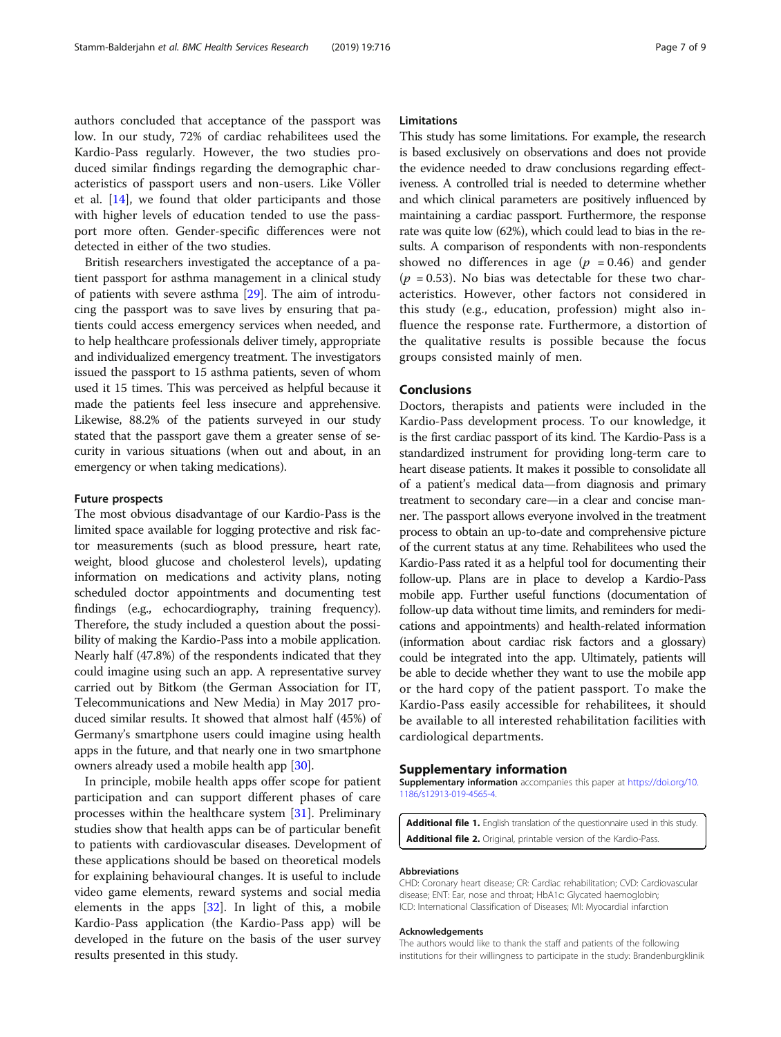authors concluded that acceptance of the passport was low. In our study, 72% of cardiac rehabilitees used the Kardio-Pass regularly. However, the two studies produced similar findings regarding the demographic characteristics of passport users and non-users. Like Völler et al. [14], we found that older participants and those with higher levels of education tended to use the passport more often. Gender-specific differences were not detected in either of the two studies.

British researchers investigated the acceptance of a patient passport for asthma management in a clinical study of patients with severe asthma [29]. The aim of introducing the passport was to save lives by ensuring that patients could access emergency services when needed, and to help healthcare professionals deliver timely, appropriate and individualized emergency treatment. The investigators issued the passport to 15 asthma patients, seven of whom used it 15 times. This was perceived as helpful because it made the patients feel less insecure and apprehensive. Likewise, 88.2% of the patients surveyed in our study stated that the passport gave them a greater sense of security in various situations (when out and about, in an emergency or when taking medications).

### Future prospects

The most obvious disadvantage of our Kardio-Pass is the limited space available for logging protective and risk factor measurements (such as blood pressure, heart rate, weight, blood glucose and cholesterol levels), updating information on medications and activity plans, noting scheduled doctor appointments and documenting test findings (e.g., echocardiography, training frequency). Therefore, the study included a question about the possibility of making the Kardio-Pass into a mobile application. Nearly half (47.8%) of the respondents indicated that they could imagine using such an app. A representative survey carried out by Bitkom (the German Association for IT, Telecommunications and New Media) in May 2017 produced similar results. It showed that almost half (45%) of Germany's smartphone users could imagine using health apps in the future, and that nearly one in two smartphone owners already used a mobile health app [30].

In principle, mobile health apps offer scope for patient participation and can support different phases of care processes within the healthcare system [31]. Preliminary studies show that health apps can be of particular benefit to patients with cardiovascular diseases. Development of these applications should be based on theoretical models for explaining behavioural changes. It is useful to include video game elements, reward systems and social media elements in the apps [32]. In light of this, a mobile Kardio-Pass application (the Kardio-Pass app) will be developed in the future on the basis of the user survey results presented in this study.

### Limitations

This study has some limitations. For example, the research is based exclusively on observations and does not provide the evidence needed to draw conclusions regarding effectiveness. A controlled trial is needed to determine whether and which clinical parameters are positively influenced by maintaining a cardiac passport. Furthermore, the response rate was quite low (62%), which could lead to bias in the results. A comparison of respondents with non-respondents showed no differences in age ($p = 0.46$) and gender ($p = 0.53$). No bias was detectable for these two characteristics. However, other factors not considered in this study (e.g., education, profession) might also influence the response rate. Furthermore, a distortion of the qualitative results is possible because the focus groups consisted mainly of men.

## Conclusions

Doctors, therapists and patients were included in the Kardio-Pass development process. To our knowledge, it is the first cardiac passport of its kind. The Kardio-Pass is a standardized instrument for providing long-term care to heart disease patients. It makes it possible to consolidate all of a patient's medical data—from diagnosis and primary treatment to secondary care—in a clear and concise manner. The passport allows everyone involved in the treatment process to obtain an up-to-date and comprehensive picture of the current status at any time. Rehabilitees who used the Kardio-Pass rated it as a helpful tool for documenting their follow-up. Plans are in place to develop a Kardio-Pass mobile app. Further useful functions (documentation of follow-up data without time limits, and reminders for medications and appointments) and health-related information (information about cardiac risk factors and a glossary) could be integrated into the app. Ultimately, patients will be able to decide whether they want to use the mobile app or the hard copy of the patient passport. To make the Kardio-Pass easily accessible for rehabilitees, it should be available to all interested rehabilitation facilities with cardiological departments.

## Supplementary information

**Supplementary information** accompanies this paper at https://doi.org/10.1186/s12913-019-4565-4.

**Additional file 1.** English translation of the questionnaire used in this study.
**Additional file 2.** Original, printable version of the Kardio-Pass.

#### Abbreviations

CHD: Coronary heart disease; CR: Cardiac rehabilitation; CVD: Cardiovascular disease; ENT: Ear, nose and throat; HbA1c: Glycated haemoglobin; ICD: International Classification of Diseases; MI: Myocardial infarction

#### Acknowledgements

The authors would like to thank the staff and patients of the following institutions for their willingness to participate in the study: Brandenburgklinik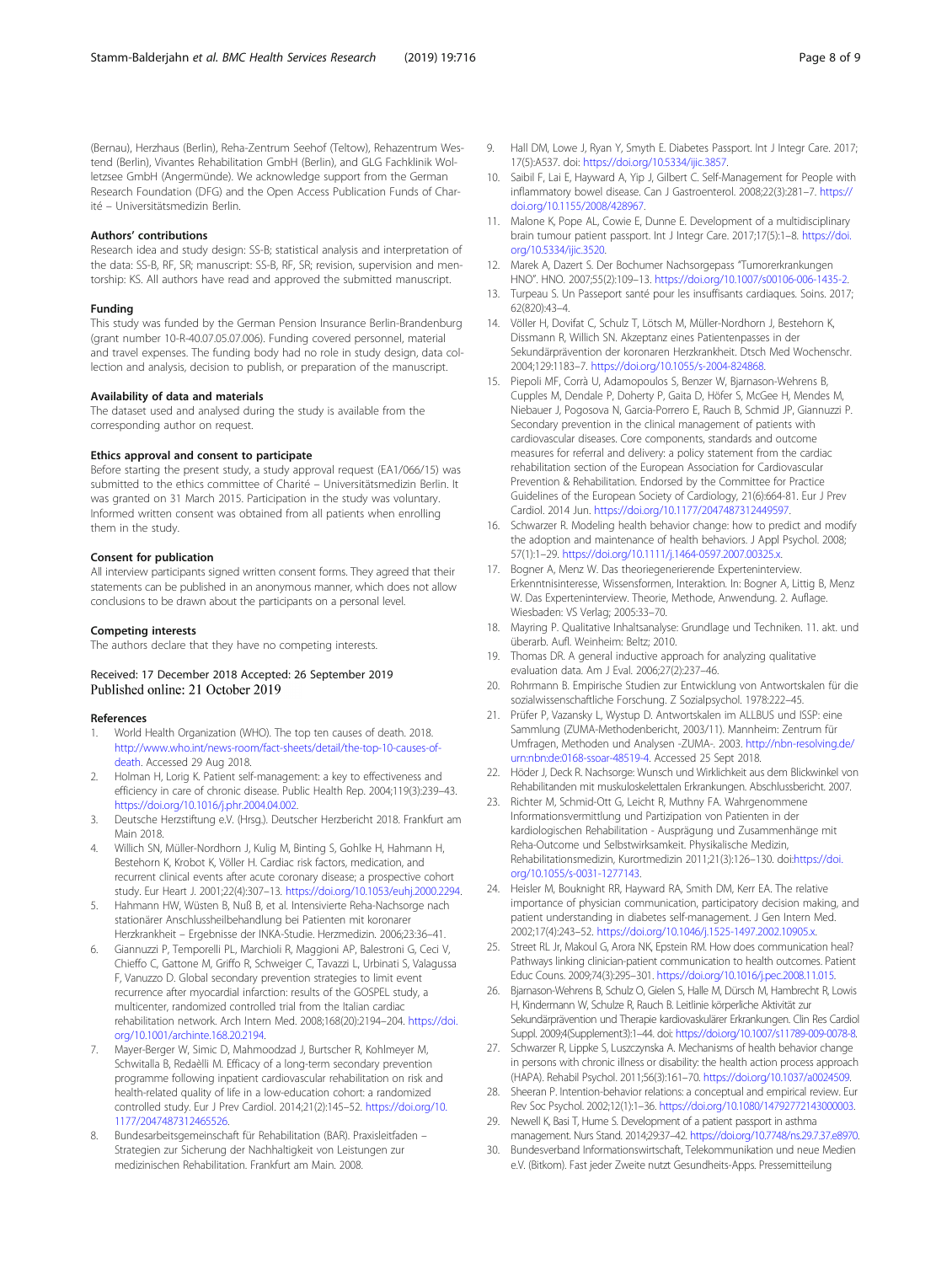(Bernau), Herzhaus (Berlin), Reha-Zentrum Seehof (Teltow), Rehazentrum Westend (Berlin), Vivantes Rehabilitation GmbH (Berlin), and GLG Fachklinik Wolletzsee GmbH (Angermünde). We acknowledge support from the German Research Foundation (DFG) and the Open Access Publication Funds of Charité – Universitätsmedizin Berlin.

### Authors' contributions

Research idea and study design: SS-B; statistical analysis and interpretation of the data: SS-B, RF, SR; manuscript: SS-B, RF, SR; revision, supervision and mentorship: KS. All authors have read and approved the submitted manuscript.

### Funding

This study was funded by the German Pension Insurance Berlin-Brandenburg (grant number 10-R-40.07.05.07.006). Funding covered personnel, material and travel expenses. The funding body had no role in study design, data collection and analysis, decision to publish, or preparation of the manuscript.

### Availability of data and materials

The dataset used and analysed during the study is available from the corresponding author on request.

### Ethics approval and consent to participate

Before starting the present study, a study approval request (EA1/066/15) was submitted to the ethics committee of Charité – Universitätsmedizin Berlin. It was granted on 31 March 2015. Participation in the study was voluntary. Informed written consent was obtained from all patients when enrolling them in the study.

### Consent for publication

All interview participants signed written consent forms. They agreed that their statements can be published in an anonymous manner, which does not allow conclusions to be drawn about the participants on a personal level.

### Competing interests

The authors declare that they have no competing interests.

Received: 17 December 2018 Accepted: 26 September 2019
Published online: 21 October 2019

### References

1. World Health Organization (WHO). The top ten causes of death. 2018. http://www.who.int/news-room/fact-sheets/detail/the-top-10-causes-of-death. Accessed 29 Aug 2018.
2. Holman H, Lorig K. Patient self-management: a key to effectiveness and efficiency in care of chronic disease. Public Health Rep. 2004;119(3):239–43. https://doi.org/10.1016/j.phr.2004.04.002.
3. Deutsche Herzstiftung e.V. (Hrsg.). Deutscher Herzbericht 2018. Frankfurt am Main 2018.
4. Willich SN, Müller-Nordhorn J, Kulig M, Binting S, Gohlke H, Hahmann H, Bestehorn K, Krobot K, Völler H. Cardiac risk factors, medication, and recurrent clinical events after acute coronary disease; a prospective cohort study. Eur Heart J. 2001;22(4):307–13. https://doi.org/10.1053/euhj.2000.2294.
5. Hahmann HW, Wüsten B, Nuß B, et al. Intensivierte Reha-Nachsorge nach stationärer Anschlussheilbehandlung bei Patienten mit koronarer Herzkrankheit – Ergebnisse der INKA-Studie. Herzmedizin. 2006;23:36–41.
6. Giannuzzi P, Temporelli PL, Marchioli R, Maggioni AP, Balestroni G, Ceci V, Chieffo C, Gattone M, Griffo R, Schweiger C, Tavazzi L, Urbinati S, Valagussa F, Vanuzzo D. Global secondary prevention strategies to limit event recurrence after myocardial infarction: results of the GOSPEL study, a multicenter, randomized controlled trial from the Italian cardiac rehabilitation network. Arch Intern Med. 2008;168(20):2194–204. https://doi.org/10.1001/archinte.168.20.2194.
7. Mayer-Berger W, Simic D, Mahmoodzad J, Burtscher R, Kohlmeyer M, Schwitalla B, Redaèlli M. Efficacy of a long-term secondary prevention programme following inpatient cardiovascular rehabilitation on risk and health-related quality of life in a low-education cohort: a randomized controlled study. Eur J Prev Cardiol. 2014;21(2):145–52. https://doi.org/10.1177/2047487312465526.
8. Bundesarbeitsgemeinschaft für Rehabilitation (BAR). Praxisleitfaden – Strategien zur Sicherung der Nachhaltigkeit von Leistungen zur medizinischen Rehabilitation. Frankfurt am Main. 2008.
9. Hall DM, Lowe J, Ryan Y, Smyth E. Diabetes Passport. Int J Integr Care. 2017; 17(5):A537. doi: https://doi.org/10.5334/ijic.3857.
10. Saibil F, Lai E, Hayward A, Yip J, Gilbert C. Self-Management for People with inflammatory bowel disease. Can J Gastroenterol. 2008;22(3):281–7. https://doi.org/10.1155/2008/428967.
11. Malone K, Pope AL, Cowie E, Dunne E. Development of a multidisciplinary brain tumour patient passport. Int J Integr Care. 2017;17(5):1–8. https://doi.org/10.5334/ijic.3520.
12. Marek A, Dazert S. Der Bochumer Nachsorgepass "Tumorerkrankungen HNO". HNO. 2007;55(2):109–13. https://doi.org/10.1007/s00106-006-1435-2.
13. Turpeau S. Un Passeport santé pour les insuffisants cardiaques. Soins. 2017; 62(820):43–4.
14. Völler H, Dovifat C, Schulz T, Lötsch M, Müller-Nordhorn J, Bestehorn K, Dissmann R, Willich SN. Akzeptanz eines Patientenpasses in der Sekundärprävention der koronaren Herzkrankheit. Dtsch Med Wochenschr. 2004;129:1183–7. https://doi.org/10.1055/s-2004-824868.
15. Piepoli MF, Corrà U, Adamopoulos S, Benzer W, Bjarnason-Wehrens B, Cupples M, Dendale P, Doherty P, Gaita D, Höfer S, McGee H, Mendes M, Niebauer J, Pogosova N, Garcia-Porrero E, Rauch B, Schmid JP, Giannuzzi P. Secondary prevention in the clinical management of patients with cardiovascular diseases. Core components, standards and outcome measures for referral and delivery: a policy statement from the cardiac rehabilitation section of the European Association for Cardiovascular Prevention & Rehabilitation. Endorsed by the Committee for Practice Guidelines of the European Society of Cardiology, 21(6):664-81. Eur J Prev Cardiol. 2014 Jun. https://doi.org/10.1177/2047487312449597.
16. Schwarzer R. Modeling health behavior change: how to predict and modify the adoption and maintenance of health behaviors. J Appl Psychol. 2008; 57(1):1–29. https://doi.org/10.1111/j.1464-0597.2007.00325.x.
17. Bogner A, Menz W. Das theoriegenerierende Experteninterview. Erkenntnisinteresse, Wissensformen, Interaktion. In: Bogner A, Littig B, Menz W. Das Experteninterview. Theorie, Methode, Anwendung. 2. Auflage. Wiesbaden: VS Verlag; 2005:33–70.
18. Mayring P. Qualitative Inhaltsanalyse: Grundlage und Techniken. 11. akt. und überarb. Aufl. Weinheim: Beltz; 2010.
19. Thomas DR. A general inductive approach for analyzing qualitative evaluation data. Am J Eval. 2006;27(2):237–46.
20. Rohrmann B. Empirische Studien zur Entwicklung von Antwortskalen für die sozialwissenschaftliche Forschung. Z Sozialpsychol. 1978:222–45.
21. Prüfer P, Vazansky L, Wystup D. Antwortskalen im ALLBUS und ISSP: eine Sammlung (ZUMA-Methodenbericht, 2003/11). Mannheim: Zentrum für Umfragen, Methoden und Analysen -ZUMA-. 2003. http://nbn-resolving.de/urn:nbn:de:0168-ssoar-48519-4. Accessed 25 Sept 2018.
22. Höder J, Deck R. Nachsorge: Wunsch und Wirklichkeit aus dem Blickwinkel von Rehabilitanden mit muskuloskelettalen Erkrankungen. Abschlussbericht. 2007.
23. Richter M, Schmid-Ott G, Leicht R, Muthny FA. Wahrgenommene Informationsvermittlung und Partizipation von Patienten in der kardiologischen Rehabilitation - Ausprägung und Zusammenhänge mit Reha-Outcome und Selbstwirksamkeit. Physikalische Medizin, Rehabilitationsmedizin, Kurortmedizin 2011;21(3):126–130. doi:https://doi.org/10.1055/s-0031-1277143.
24. Heisler M, Bouknight RR, Hayward RA, Smith DM, Kerr EA. The relative importance of physician communication, participatory decision making, and patient understanding in diabetes self-management. J Gen Intern Med. 2002;17(4):243–52. https://doi.org/10.1046/j.1525-1497.2002.10905.x.
25. Street RL Jr, Makoul G, Arora NK, Epstein RM. How does communication heal? Pathways linking clinician-patient communication to health outcomes. Patient Educ Couns. 2009;74(3):295–301. https://doi.org/10.1016/j.pec.2008.11.015.
26. Bjarnason-Wehrens B, Schulz O, Gielen S, Halle M, Dürsch M, Hambrecht R, Lowis H, Kindermann W, Schulze R, Rauch B. Leitlinie körperliche Aktivität zur Sekundärprävention und Therapie kardiovaskulärer Erkrankungen. Clin Res Cardiol Suppl. 2009;4(Supplement3):1–44. doi: https://doi.org/10.1007/s11789-009-0078-8.
27. Schwarzer R, Lippke S, Luszczynska A. Mechanisms of health behavior change in persons with chronic illness or disability: the health action process approach (HAPA). Rehabil Psychol. 2011;56(3):161–70. https://doi.org/10.1037/a0024509.
28. Sheeran P. Intention-behavior relations: a conceptual and empirical review. Eur Rev Soc Psychol. 2002;12(1):1–36. https://doi.org/10.1080/14792772143000003.
29. Newell K, Basi T, Hume S. Development of a patient passport in asthma management. Nurs Stand. 2014;29:37–42. https://doi.org/10.7748/ns.29.7.37.e8970.
30. Bundesverband Informationswirtschaft, Telekommunikation und neue Medien e.V. (Bitkom). Fast jeder Zweite nutzt Gesundheits-Apps. Pressemitteilung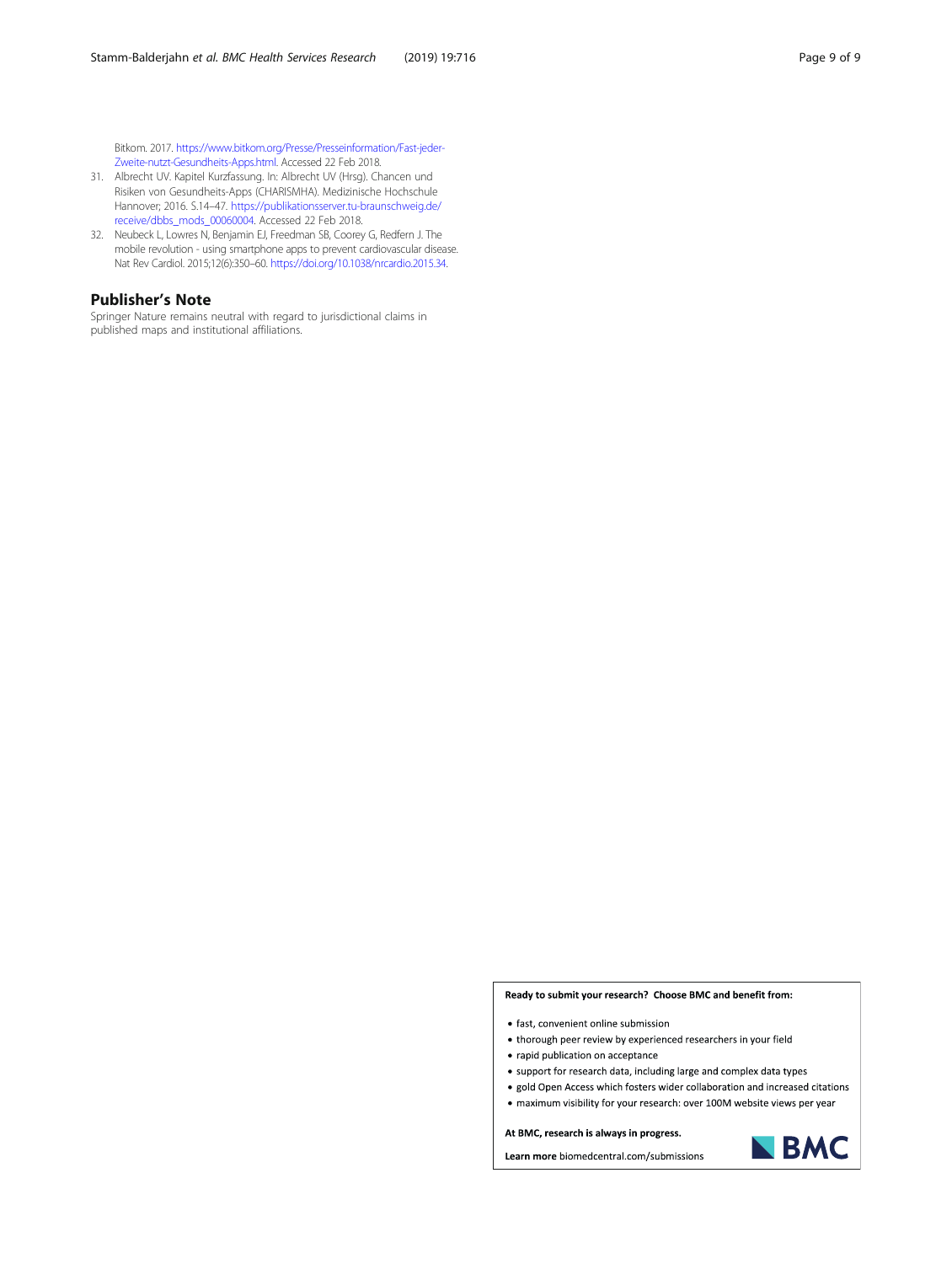Bitkom. 2017. https://www.bitkom.org/Presse/Presseinformation/Fast-jeder-Zweite-nutzt-Gesundheits-Apps.html. Accessed 22 Feb 2018.

31. Albrecht UV. Kapitel Kurzfassung. In: Albrecht UV (Hrsg). Chancen und Risiken von Gesundheits-Apps (CHARISMHA). Medizinische Hochschule Hannover; 2016. S.14–47. https://publikationsserver.tu-braunschweig.de/receive/dbbs_mods_00060004. Accessed 22 Feb 2018.
32. Neubeck L, Lowres N, Benjamin EJ, Freedman SB, Coorey G, Redfern J. The mobile revolution - using smartphone apps to prevent cardiovascular disease. Nat Rev Cardiol. 2015;12(6):350–60. https://doi.org/10.1038/nrcardio.2015.34.

## Publisher's Note

Springer Nature remains neutral with regard to jurisdictional claims in published maps and institutional affiliations.

**Ready to submit your research? Choose BMC and benefit from:**

- fast, convenient online submission
- thorough peer review by experienced researchers in your field
- rapid publication on acceptance
- support for research data, including large and complex data types
- gold Open Access which fosters wider collaboration and increased citations
- maximum visibility for your research: over 100M website views per year

**At BMC, research is always in progress.**

**Learn more** biomedcentral.com/submissions

BMC